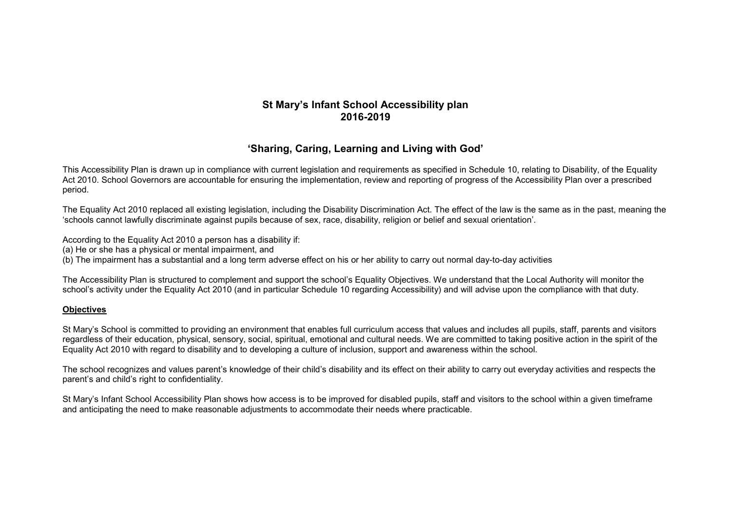# St Mary's Infant School Accessibility plan 2016-2019

## 'Sharing, Caring, Learning and Living with God'

This Accessibility Plan is drawn up in compliance with current legislation and requirements as specified in Schedule 10, relating to Disability, of the Equality Act 2010. School Governors are accountable for ensuring the implementation, review and reporting of progress of the Accessibility Plan over a prescribed period.

The Equality Act 2010 replaced all existing legislation, including the Disability Discrimination Act. The effect of the law is the same as in the past, meaning the 'schools cannot lawfully discriminate against pupils because of sex, race, disability, religion or belief and sexual orientation'.

According to the Equality Act 2010 a person has a disability if:
(a) He or she has a physical or mental impairment, and
(b) The impairment has a substantial and a long term adverse effect on his or her ability to carry out normal day-to-day activities

The Accessibility Plan is structured to complement and support the school's Equality Objectives. We understand that the Local Authority will monitor the school's activity under the Equality Act 2010 (and in particular Schedule 10 regarding Accessibility) and will advise upon the compliance with that duty.

**Objectives**

St Mary's School is committed to providing an environment that enables full curriculum access that values and includes all pupils, staff, parents and visitors regardless of their education, physical, sensory, social, spiritual, emotional and cultural needs. We are committed to taking positive action in the spirit of the Equality Act 2010 with regard to disability and to developing a culture of inclusion, support and awareness within the school.

The school recognizes and values parent's knowledge of their child's disability and its effect on their ability to carry out everyday activities and respects the parent's and child's right to confidentiality.

St Mary's Infant School Accessibility Plan shows how access is to be improved for disabled pupils, staff and visitors to the school within a given timeframe and anticipating the need to make reasonable adjustments to accommodate their needs where practicable.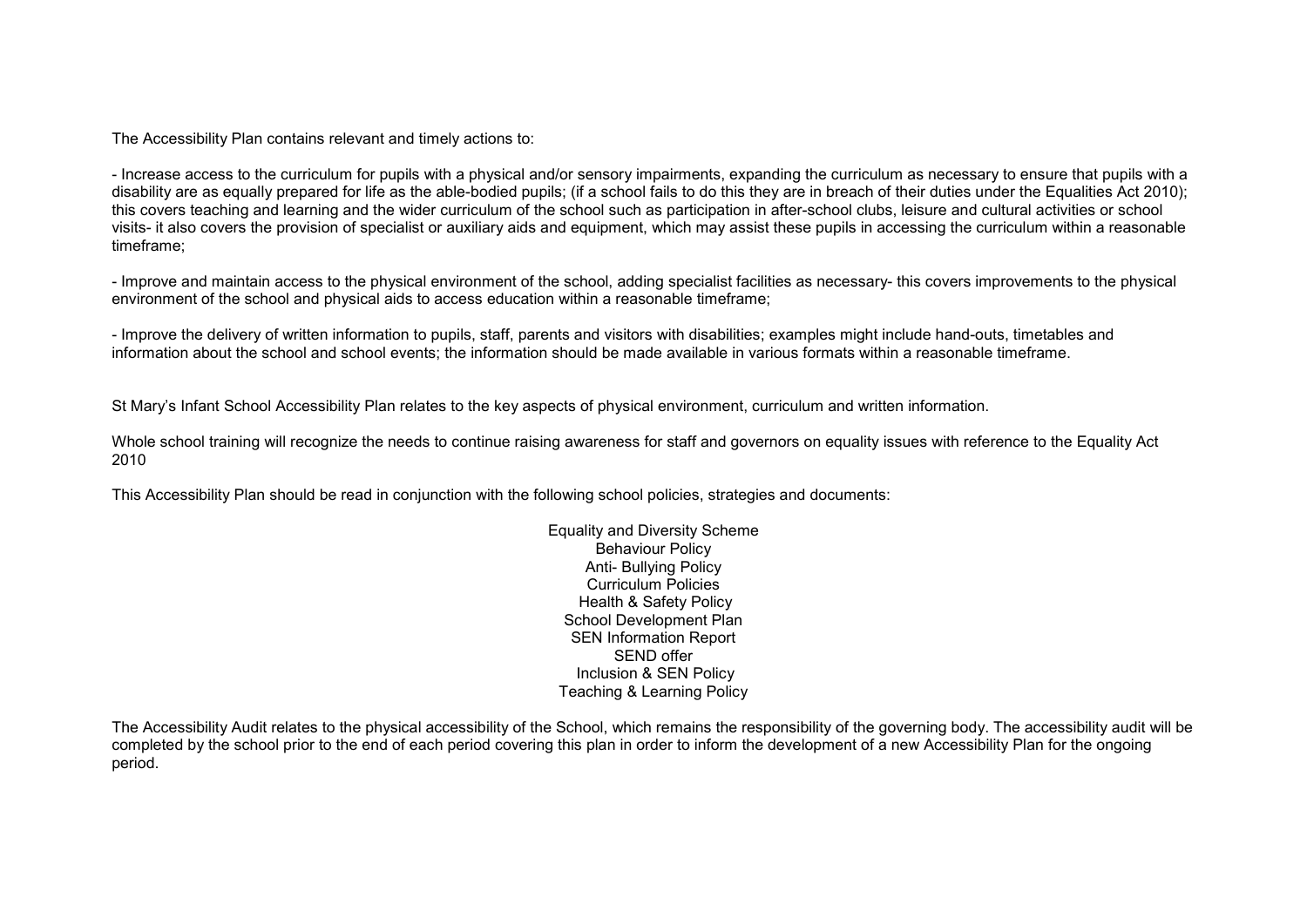The Accessibility Plan contains relevant and timely actions to:

- Increase access to the curriculum for pupils with a physical and/or sensory impairments, expanding the curriculum as necessary to ensure that pupils with a disability are as equally prepared for life as the able-bodied pupils; (if a school fails to do this they are in breach of their duties under the Equalities Act 2010); this covers teaching and learning and the wider curriculum of the school such as participation in after-school clubs, leisure and cultural activities or school visits- it also covers the provision of specialist or auxiliary aids and equipment, which may assist these pupils in accessing the curriculum within a reasonable timeframe;

- Improve and maintain access to the physical environment of the school, adding specialist facilities as necessary- this covers improvements to the physical environment of the school and physical aids to access education within a reasonable timeframe;

- Improve the delivery of written information to pupils, staff, parents and visitors with disabilities; examples might include hand-outs, timetables and information about the school and school events; the information should be made available in various formats within a reasonable timeframe.

St Mary's Infant School Accessibility Plan relates to the key aspects of physical environment, curriculum and written information.

Whole school training will recognize the needs to continue raising awareness for staff and governors on equality issues with reference to the Equality Act 2010

This Accessibility Plan should be read in conjunction with the following school policies, strategies and documents:

Equality and Diversity Scheme
Behaviour Policy
Anti- Bullying Policy
Curriculum Policies
Health & Safety Policy
School Development Plan
SEN Information Report
SEND offer
Inclusion & SEN Policy
Teaching & Learning Policy

The Accessibility Audit relates to the physical accessibility of the School, which remains the responsibility of the governing body. The accessibility audit will be completed by the school prior to the end of each period covering this plan in order to inform the development of a new Accessibility Plan for the ongoing period.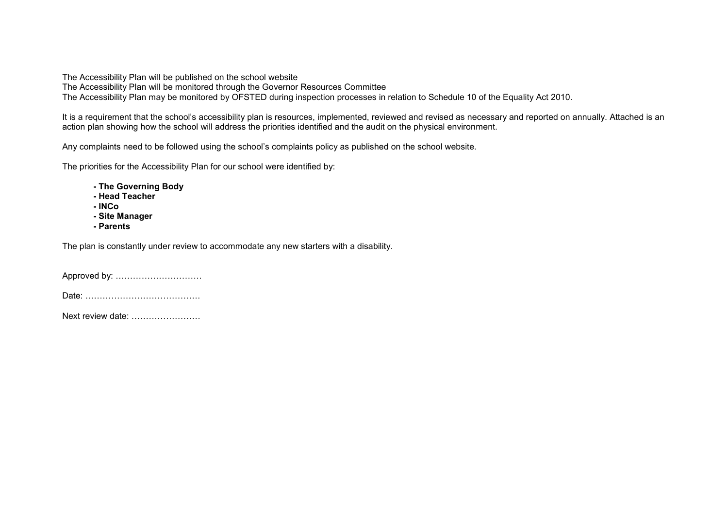The Accessibility Plan will be published on the school website
The Accessibility Plan will be monitored through the Governor Resources Committee
The Accessibility Plan may be monitored by OFSTED during inspection processes in relation to Schedule 10 of the Equality Act 2010.

It is a requirement that the school's accessibility plan is resources, implemented, reviewed and revised as necessary and reported on annually. Attached is an action plan showing how the school will address the priorities identified and the audit on the physical environment.

Any complaints need to be followed using the school's complaints policy as published on the school website.

The priorities for the Accessibility Plan for our school were identified by:

- **The Governing Body**
- **Head Teacher**
- **INCo**
- **Site Manager**
- **Parents**

The plan is constantly under review to accommodate any new starters with a disability.

Approved by: …………………………

Date: …………………………………

Next review date: ……………………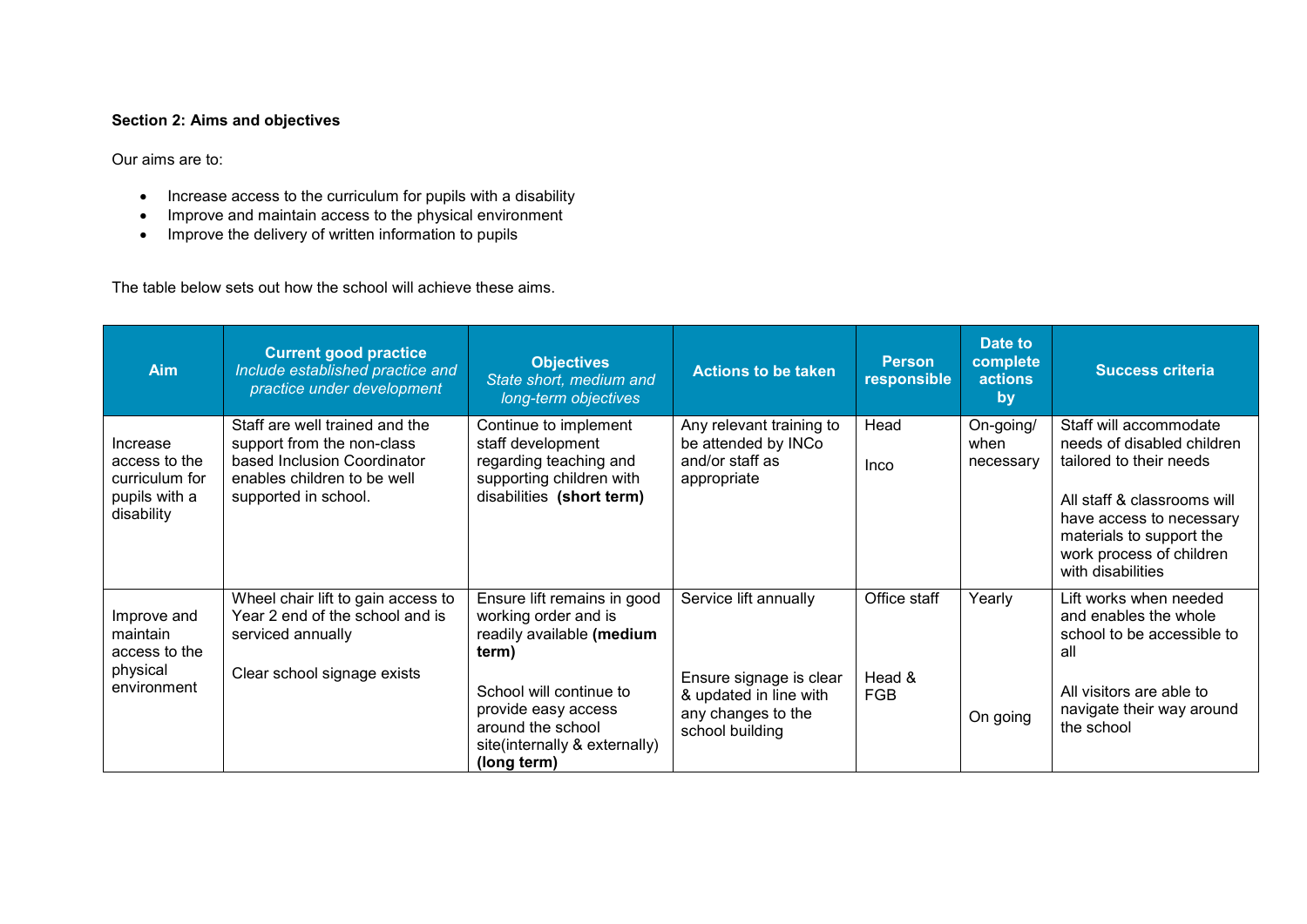**Section 2: Aims and objectives**

Our aims are to:

- Increase access to the curriculum for pupils with a disability
- Improve and maintain access to the physical environment
- Improve the delivery of written information to pupils

The table below sets out how the school will achieve these aims.

| Aim | Current good practice<br>*Include established practice and practice under development* | Objectives<br>*State short, medium and long-term objectives* | Actions to be taken | Person responsible | Date to complete actions by | Success criteria |
|---|---|---|---|---|---|---|
| Increase access to the curriculum for pupils with a disability | Staff are well trained and the support from the non-class based Inclusion Coordinator enables children to be well supported in school. | Continue to implement staff development regarding teaching and supporting children with disabilities **(short term)** | Any relevant training to be attended by INCo and/or staff as appropriate | Head<br><br>Inco | On-going/ when necessary | Staff will accommodate needs of disabled children tailored to their needs<br><br>All staff & classrooms will have access to necessary materials to support the work process of children with disabilities |
| Improve and maintain access to the physical environment | Wheel chair lift to gain access to Year 2 end of the school and is serviced annually<br><br>Clear school signage exists | Ensure lift remains in good working order and is readily available **(medium term)**<br><br>School will continue to provide easy access around the school site(internally & externally) **(long term)** | Service lift annually<br><br>Ensure signage is clear & updated in line with any changes to the school building | Office staff<br><br>Head & FGB | Yearly<br><br>On going | Lift works when needed and enables the whole school to be accessible to all<br><br>All visitors are able to navigate their way around the school |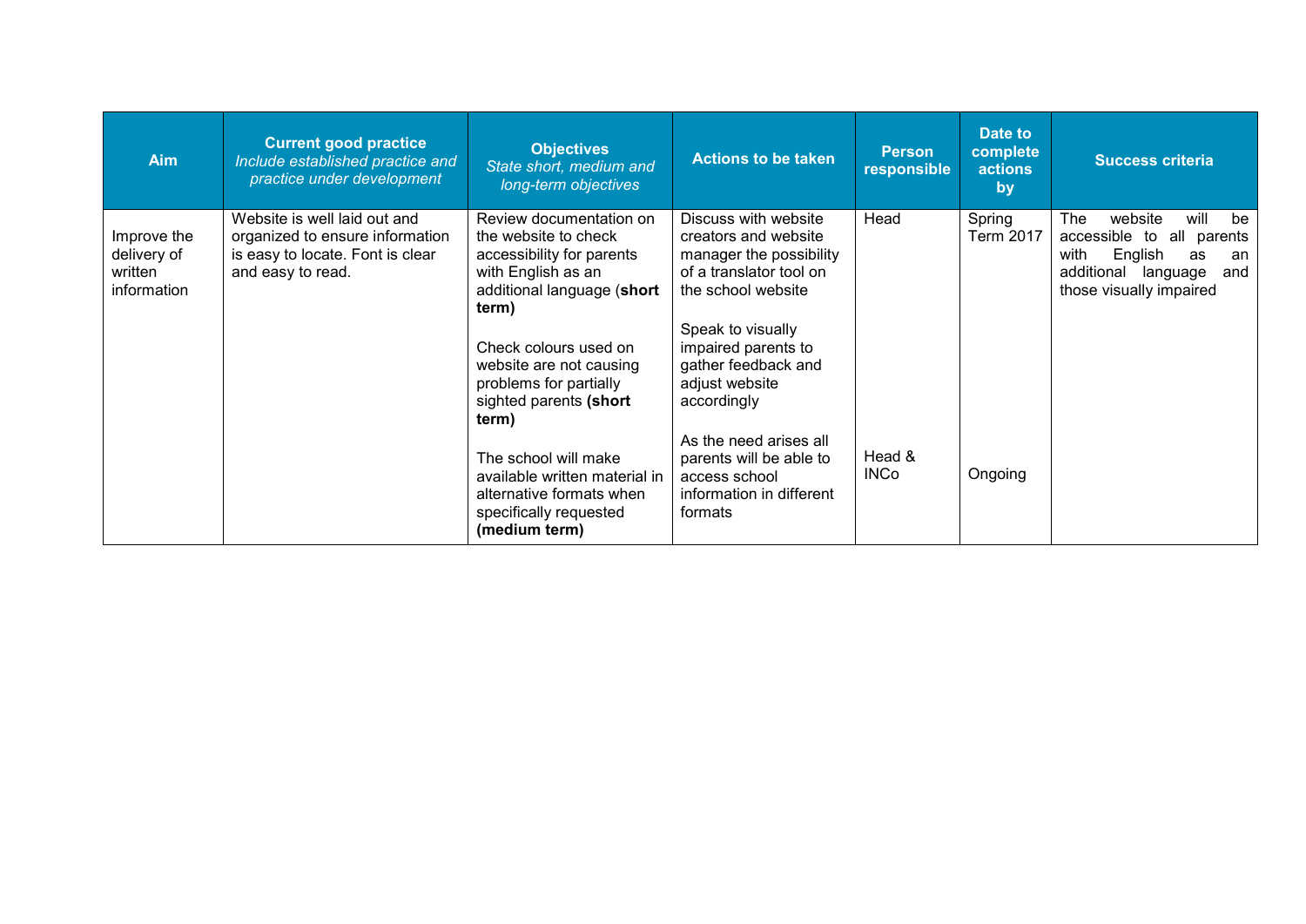| Aim | Current good practice *Include established practice and practice under development* | Objectives *State short, medium and long-term objectives* | Actions to be taken | Person responsible | Date to complete actions by | Success criteria |
|---|---|---|---|---|---|---|
| Improve the delivery of written information | Website is well laid out and organized to ensure information is easy to locate. Font is clear and easy to read. | Review documentation on the website to check accessibility for parents with English as an additional language (**short term**)<br><br>Check colours used on website are not causing problems for partially sighted parents **(short term)**<br><br>The school will make available written material in alternative formats when specifically requested **(medium term)** | Discuss with website creators and website manager the possibility of a translator tool on the school website<br><br>Speak to visually impaired parents to gather feedback and adjust website accordingly<br><br>As the need arises all parents will be able to access school information in different formats | Head<br><br><br><br><br><br><br>Head & INCo | Spring Term 2017<br><br><br><br><br><br><br>Ongoing | The website will be accessible to all parents with English as an additional language and those visually impaired |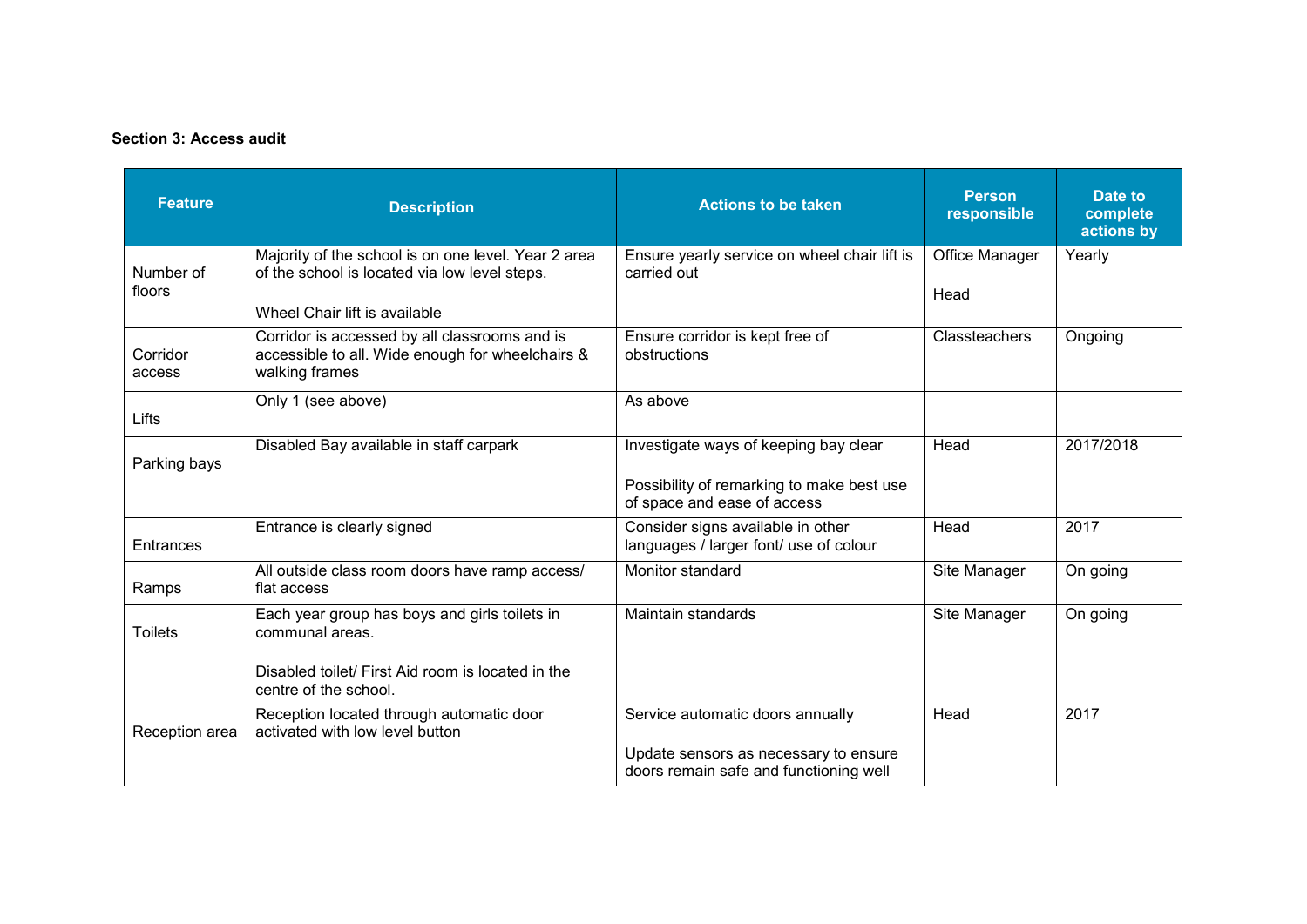**Section 3: Access audit**

| Feature | Description | Actions to be taken | Person responsible | Date to complete actions by |
|---|---|---|---|---|
| Number of floors | Majority of the school is on one level. Year 2 area of the school is located via low level steps.<br><br>Wheel Chair lift is available | Ensure yearly service on wheel chair lift is carried out | Office Manager<br><br>Head | Yearly |
| Corridor access | Corridor is accessed by all classrooms and is accessible to all. Wide enough for wheelchairs & walking frames | Ensure corridor is kept free of obstructions | Classteachers | Ongoing |
| Lifts | Only 1 (see above) | As above | | |
| Parking bays | Disabled Bay available in staff carpark | Investigate ways of keeping bay clear<br><br>Possibility of remarking to make best use of space and ease of access | Head | 2017/2018 |
| Entrances | Entrance is clearly signed | Consider signs available in other languages / larger font/ use of colour | Head | 2017 |
| Ramps | All outside class room doors have ramp access/ flat access | Monitor standard | Site Manager | On going |
| Toilets | Each year group has boys and girls toilets in communal areas.<br><br>Disabled toilet/ First Aid room is located in the centre of the school. | Maintain standards | Site Manager | On going |
| Reception area | Reception located through automatic door activated with low level button | Service automatic doors annually<br><br>Update sensors as necessary to ensure doors remain safe and functioning well | Head | 2017 |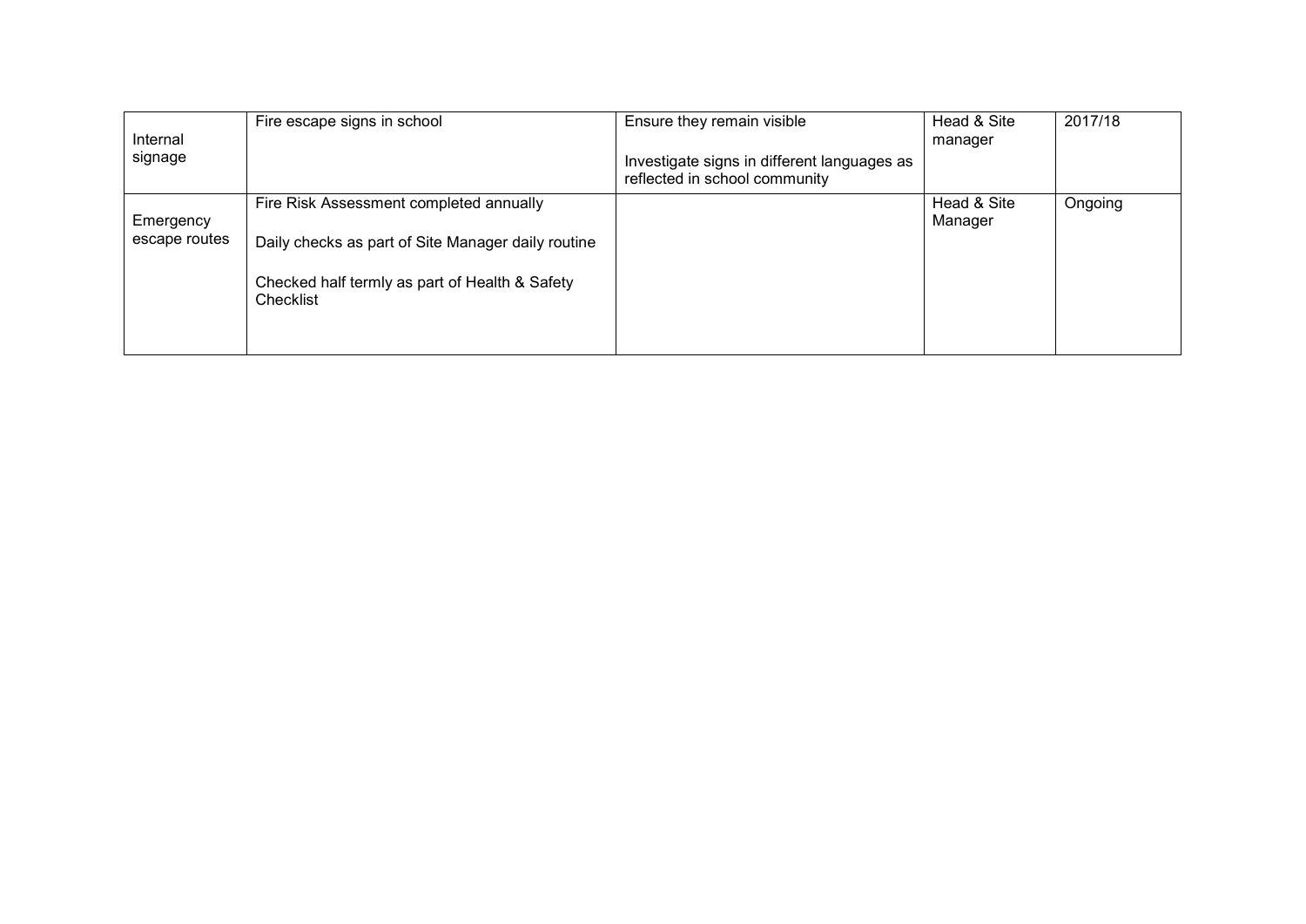| | | | | |
|---|---|---|---|---|
| Internal signage | Fire escape signs in school | Ensure they remain visible<br><br>Investigate signs in different languages as reflected in school community | Head & Site manager | 2017/18 |
| Emergency escape routes | Fire Risk Assessment completed annually<br><br>Daily checks as part of Site Manager daily routine<br><br>Checked half termly as part of Health & Safety Checklist | | Head & Site Manager | Ongoing |